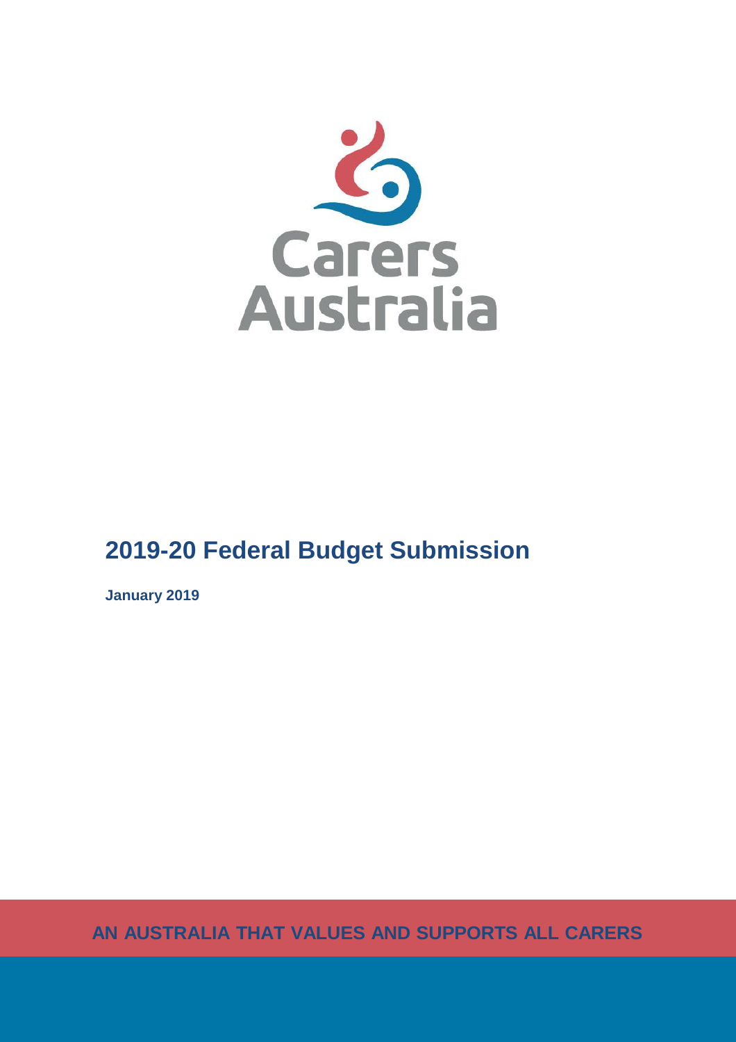Carers Australia

# 2019-20 Federal Budget Submission

**January 2019**

**AN AUSTRALIA THAT VALUES AND SUPPORTS ALL CARERS**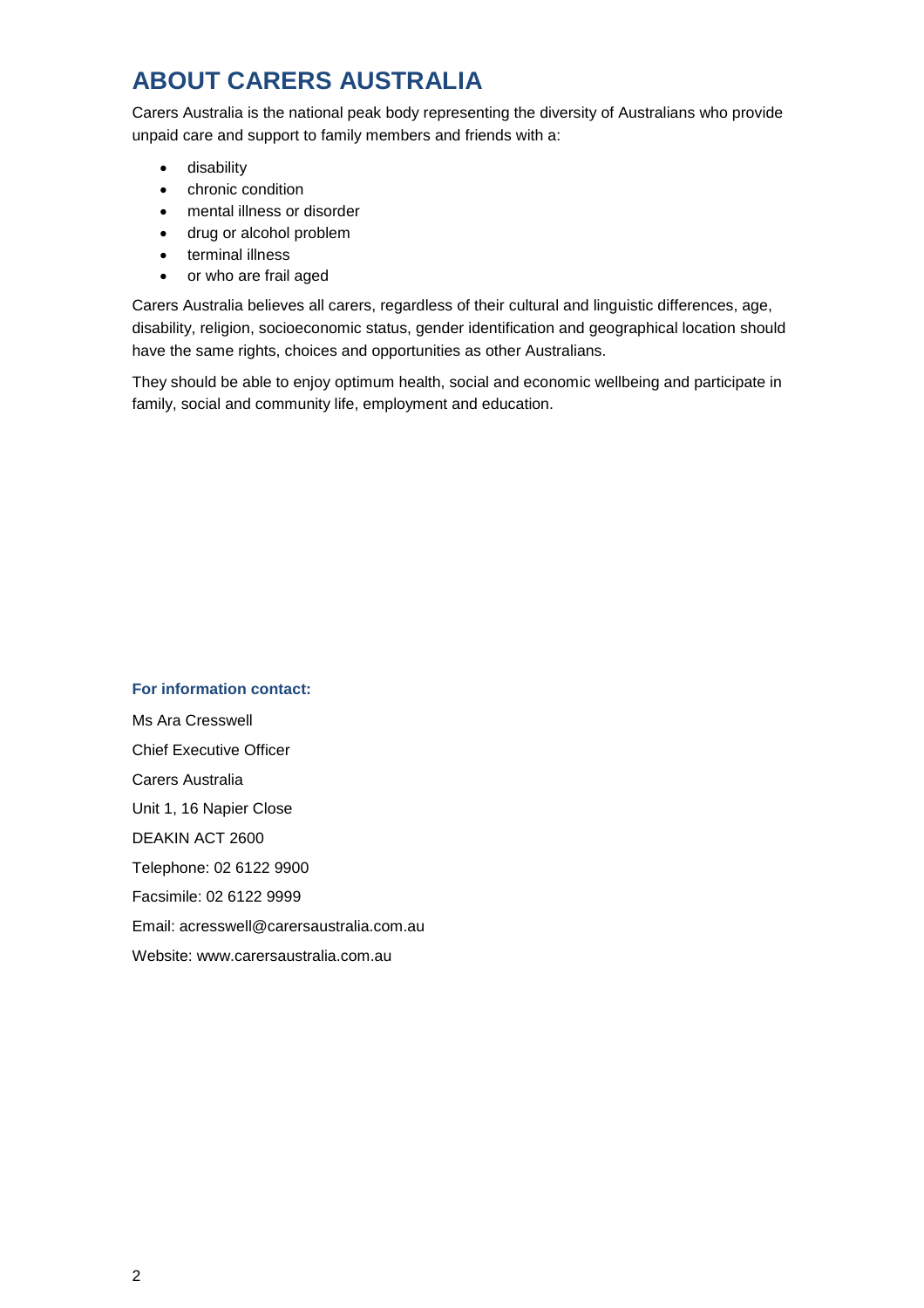# ABOUT CARERS AUSTRALIA

Carers Australia is the national peak body representing the diversity of Australians who provide unpaid care and support to family members and friends with a:

- disability
- chronic condition
- mental illness or disorder
- drug or alcohol problem
- terminal illness
- or who are frail aged

Carers Australia believes all carers, regardless of their cultural and linguistic differences, age, disability, religion, socioeconomic status, gender identification and geographical location should have the same rights, choices and opportunities as other Australians.

They should be able to enjoy optimum health, social and economic wellbeing and participate in family, social and community life, employment and education.

**For information contact:**

Ms Ara Cresswell

Chief Executive Officer

Carers Australia

Unit 1, 16 Napier Close

DEAKIN ACT 2600

Telephone: 02 6122 9900

Facsimile: 02 6122 9999

Email: acresswell@carersaustralia.com.au

Website: www.carersaustralia.com.au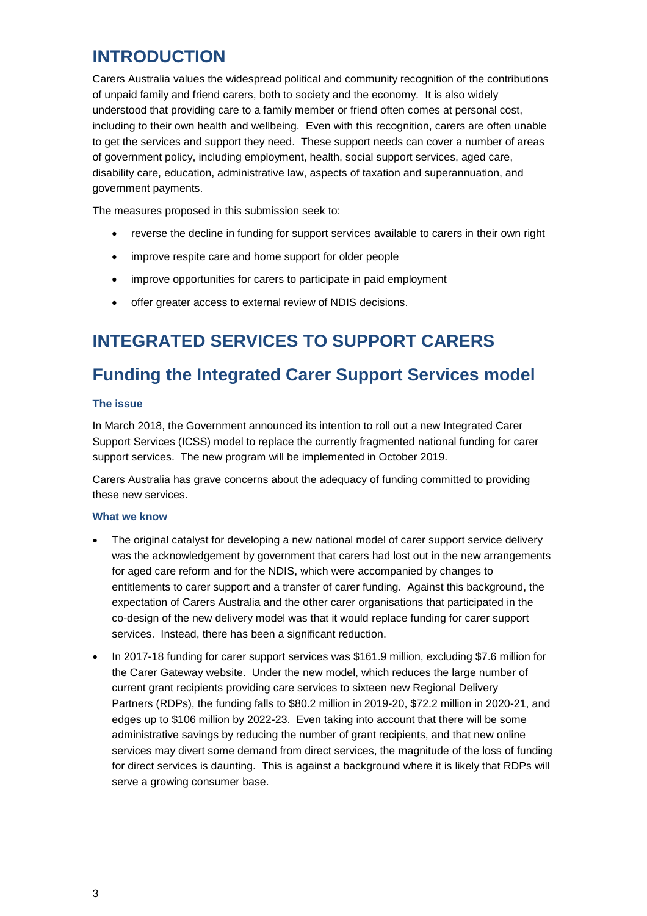# INTRODUCTION

Carers Australia values the widespread political and community recognition of the contributions of unpaid family and friend carers, both to society and the economy. It is also widely understood that providing care to a family member or friend often comes at personal cost, including to their own health and wellbeing. Even with this recognition, carers are often unable to get the services and support they need. These support needs can cover a number of areas of government policy, including employment, health, social support services, aged care, disability care, education, administrative law, aspects of taxation and superannuation, and government payments.

The measures proposed in this submission seek to:

- reverse the decline in funding for support services available to carers in their own right
- improve respite care and home support for older people
- improve opportunities for carers to participate in paid employment
- offer greater access to external review of NDIS decisions.

# INTEGRATED SERVICES TO SUPPORT CARERS

## Funding the Integrated Carer Support Services model

### The issue

In March 2018, the Government announced its intention to roll out a new Integrated Carer Support Services (ICSS) model to replace the currently fragmented national funding for carer support services. The new program will be implemented in October 2019.

Carers Australia has grave concerns about the adequacy of funding committed to providing these new services.

### What we know

- The original catalyst for developing a new national model of carer support service delivery was the acknowledgement by government that carers had lost out in the new arrangements for aged care reform and for the NDIS, which were accompanied by changes to entitlements to carer support and a transfer of carer funding. Against this background, the expectation of Carers Australia and the other carer organisations that participated in the co-design of the new delivery model was that it would replace funding for carer support services. Instead, there has been a significant reduction.
- In 2017-18 funding for carer support services was $161.9 million, excluding $7.6 million for the Carer Gateway website. Under the new model, which reduces the large number of current grant recipients providing care services to sixteen new Regional Delivery Partners (RDPs), the funding falls to $80.2 million in 2019-20, $72.2 million in 2020-21, and edges up to $106 million by 2022-23. Even taking into account that there will be some administrative savings by reducing the number of grant recipients, and that new online services may divert some demand from direct services, the magnitude of the loss of funding for direct services is daunting. This is against a background where it is likely that RDPs will serve a growing consumer base.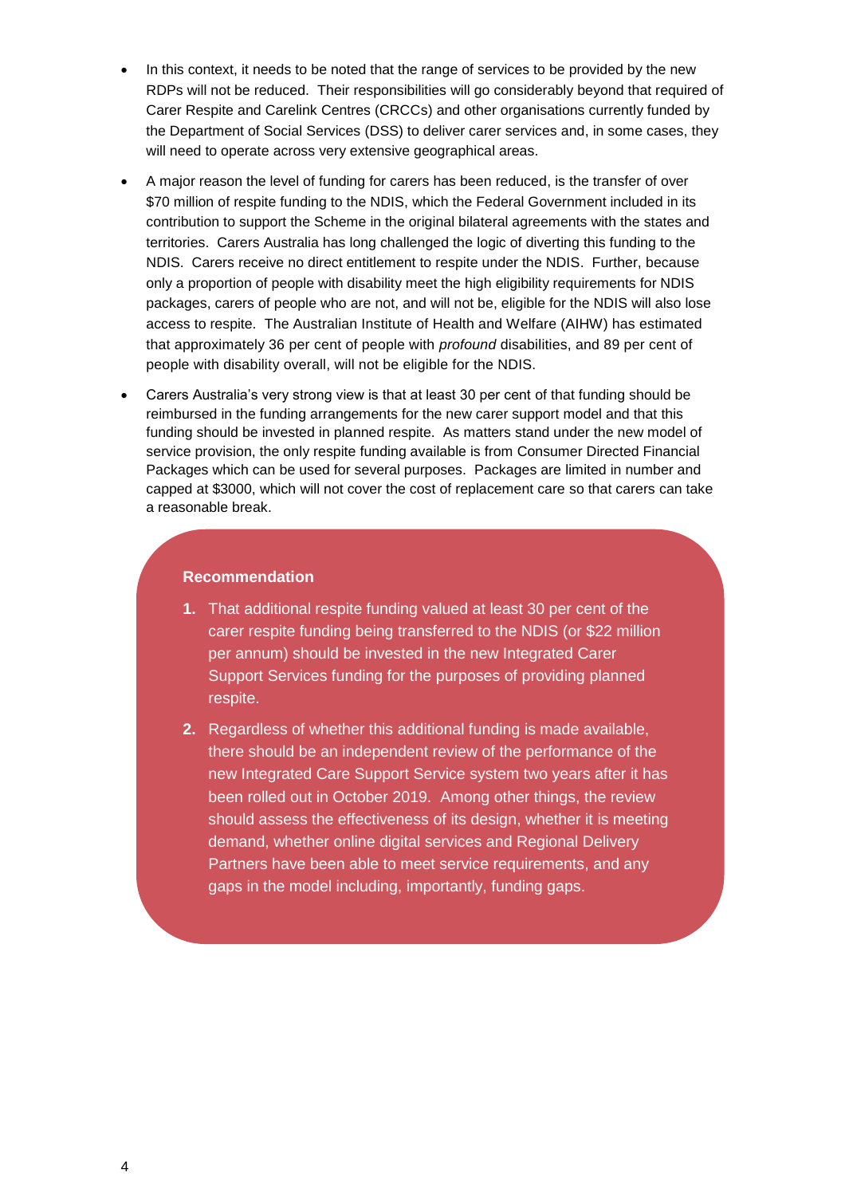- In this context, it needs to be noted that the range of services to be provided by the new RDPs will not be reduced. Their responsibilities will go considerably beyond that required of Carer Respite and Carelink Centres (CRCCs) and other organisations currently funded by the Department of Social Services (DSS) to deliver carer services and, in some cases, they will need to operate across very extensive geographical areas.
- A major reason the level of funding for carers has been reduced, is the transfer of over \$70 million of respite funding to the NDIS, which the Federal Government included in its contribution to support the Scheme in the original bilateral agreements with the states and territories. Carers Australia has long challenged the logic of diverting this funding to the NDIS. Carers receive no direct entitlement to respite under the NDIS. Further, because only a proportion of people with disability meet the high eligibility requirements for NDIS packages, carers of people who are not, and will not be, eligible for the NDIS will also lose access to respite. The Australian Institute of Health and Welfare (AIHW) has estimated that approximately 36 per cent of people with *profound* disabilities, and 89 per cent of people with disability overall, will not be eligible for the NDIS.
- Carers Australia's very strong view is that at least 30 per cent of that funding should be reimbursed in the funding arrangements for the new carer support model and that this funding should be invested in planned respite. As matters stand under the new model of service provision, the only respite funding available is from Consumer Directed Financial Packages which can be used for several purposes. Packages are limited in number and capped at \$3000, which will not cover the cost of replacement care so that carers can take a reasonable break.

**Recommendation**

1. That additional respite funding valued at least 30 per cent of the carer respite funding being transferred to the NDIS (or \$22 million per annum) should be invested in the new Integrated Carer Support Services funding for the purposes of providing planned respite.
2. Regardless of whether this additional funding is made available, there should be an independent review of the performance of the new Integrated Care Support Service system two years after it has been rolled out in October 2019. Among other things, the review should assess the effectiveness of its design, whether it is meeting demand, whether online digital services and Regional Delivery Partners have been able to meet service requirements, and any gaps in the model including, importantly, funding gaps.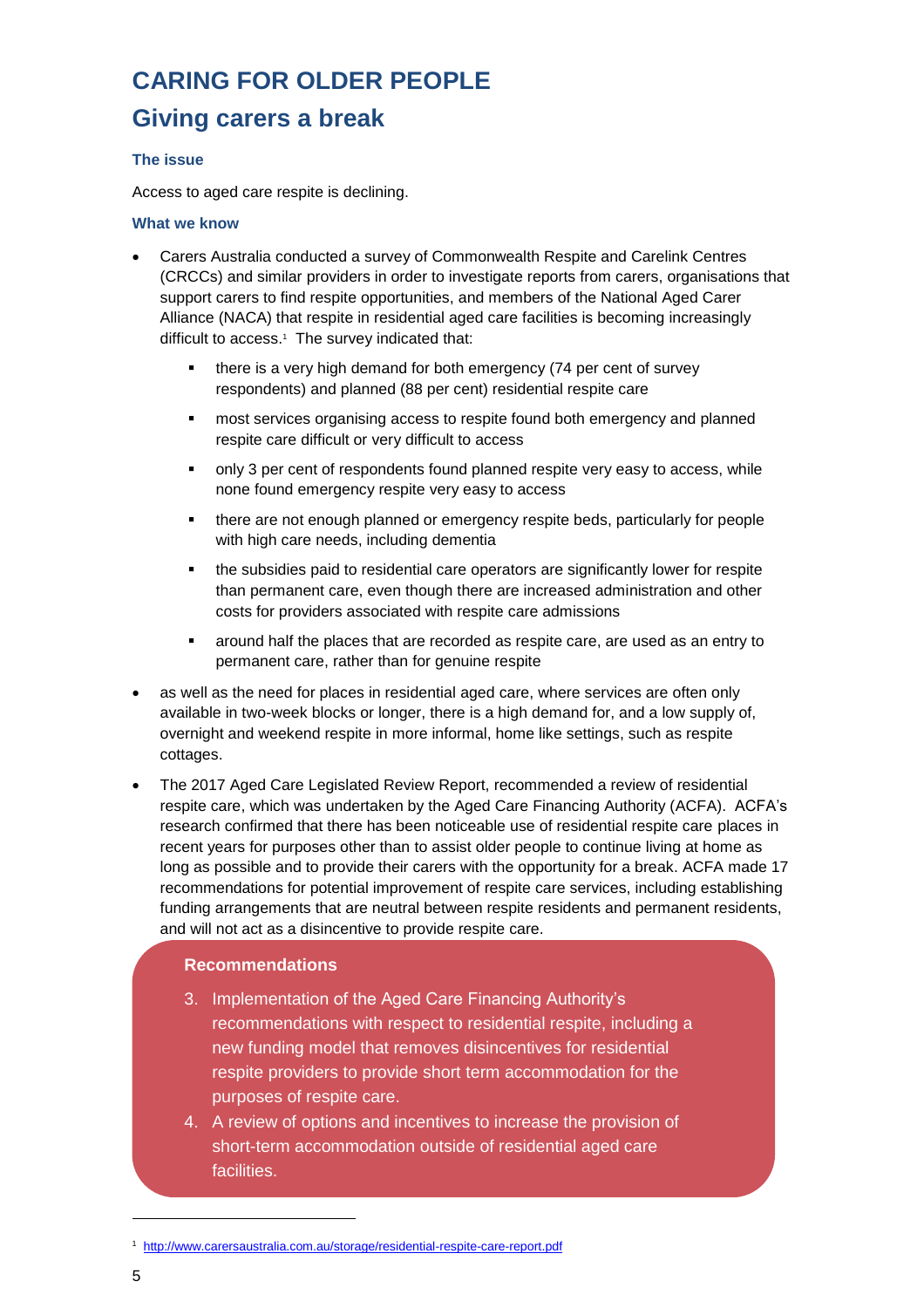# CARING FOR OLDER PEOPLE

## Giving carers a break

### The issue

Access to aged care respite is declining.

### What we know

- Carers Australia conducted a survey of Commonwealth Respite and Carelink Centres (CRCCs) and similar providers in order to investigate reports from carers, organisations that support carers to find respite opportunities, and members of the National Aged Carer Alliance (NACA) that respite in residential aged care facilities is becoming increasingly difficult to access.[1] The survey indicated that:
  - there is a very high demand for both emergency (74 per cent of survey respondents) and planned (88 per cent) residential respite care
  - most services organising access to respite found both emergency and planned respite care difficult or very difficult to access
  - only 3 per cent of respondents found planned respite very easy to access, while none found emergency respite very easy to access
  - there are not enough planned or emergency respite beds, particularly for people with high care needs, including dementia
  - the subsidies paid to residential care operators are significantly lower for respite than permanent care, even though there are increased administration and other costs for providers associated with respite care admissions
  - around half the places that are recorded as respite care, are used as an entry to permanent care, rather than for genuine respite
- as well as the need for places in residential aged care, where services are often only available in two-week blocks or longer, there is a high demand for, and a low supply of, overnight and weekend respite in more informal, home like settings, such as respite cottages.
- The 2017 Aged Care Legislated Review Report, recommended a review of residential respite care, which was undertaken by the Aged Care Financing Authority (ACFA). ACFA's research confirmed that there has been noticeable use of residential respite care places in recent years for purposes other than to assist older people to continue living at home as long as possible and to provide their carers with the opportunity for a break. ACFA made 17 recommendations for potential improvement of respite care services, including establishing funding arrangements that are neutral between respite residents and permanent residents, and will not act as a disincentive to provide respite care.

**Recommendations**

3. Implementation of the Aged Care Financing Authority's recommendations with respect to residential respite, including a new funding model that removes disincentives for residential respite providers to provide short term accommodation for the purposes of respite care.
4. A review of options and incentives to increase the provision of short-term accommodation outside of residential aged care facilities.

---

[1] http://www.carersaustralia.com.au/storage/residential-respite-care-report.pdf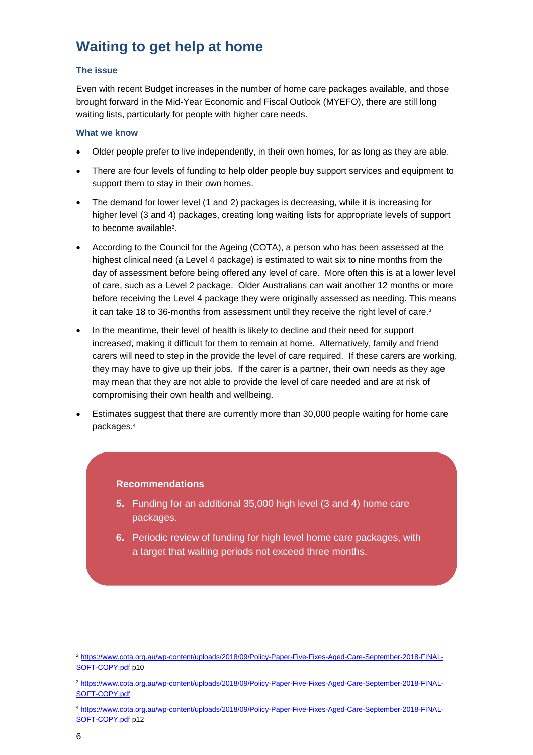## Waiting to get help at home

### The issue

Even with recent Budget increases in the number of home care packages available, and those brought forward in the Mid-Year Economic and Fiscal Outlook (MYEFO), there are still long waiting lists, particularly for people with higher care needs.

### What we know

- Older people prefer to live independently, in their own homes, for as long as they are able.
- There are four levels of funding to help older people buy support services and equipment to support them to stay in their own homes.
- The demand for lower level (1 and 2) packages is decreasing, while it is increasing for higher level (3 and 4) packages, creating long waiting lists for appropriate levels of support to become available[2].
- According to the Council for the Ageing (COTA), a person who has been assessed at the highest clinical need (a Level 4 package) is estimated to wait six to nine months from the day of assessment before being offered any level of care. More often this is at a lower level of care, such as a Level 2 package. Older Australians can wait another 12 months or more before receiving the Level 4 package they were originally assessed as needing. This means it can take 18 to 36-months from assessment until they receive the right level of care.[3]
- In the meantime, their level of health is likely to decline and their need for support increased, making it difficult for them to remain at home. Alternatively, family and friend carers will need to step in the provide the level of care required. If these carers are working, they may have to give up their jobs. If the carer is a partner, their own needs as they age may mean that they are not able to provide the level of care needed and are at risk of compromising their own health and wellbeing.
- Estimates suggest that there are currently more than 30,000 people waiting for home care packages.[4]

**Recommendations**

5. Funding for an additional 35,000 high level (3 and 4) home care packages.
6. Periodic review of funding for high level home care packages, with a target that waiting periods not exceed three months.

---

[2] https://www.cota.org.au/wp-content/uploads/2018/09/Policy-Paper-Five-Fixes-Aged-Care-September-2018-FINAL-SOFT-COPY.pdf p10

[3] https://www.cota.org.au/wp-content/uploads/2018/09/Policy-Paper-Five-Fixes-Aged-Care-September-2018-FINAL-SOFT-COPY.pdf

[4] https://www.cota.org.au/wp-content/uploads/2018/09/Policy-Paper-Five-Fixes-Aged-Care-September-2018-FINAL-SOFT-COPY.pdf p12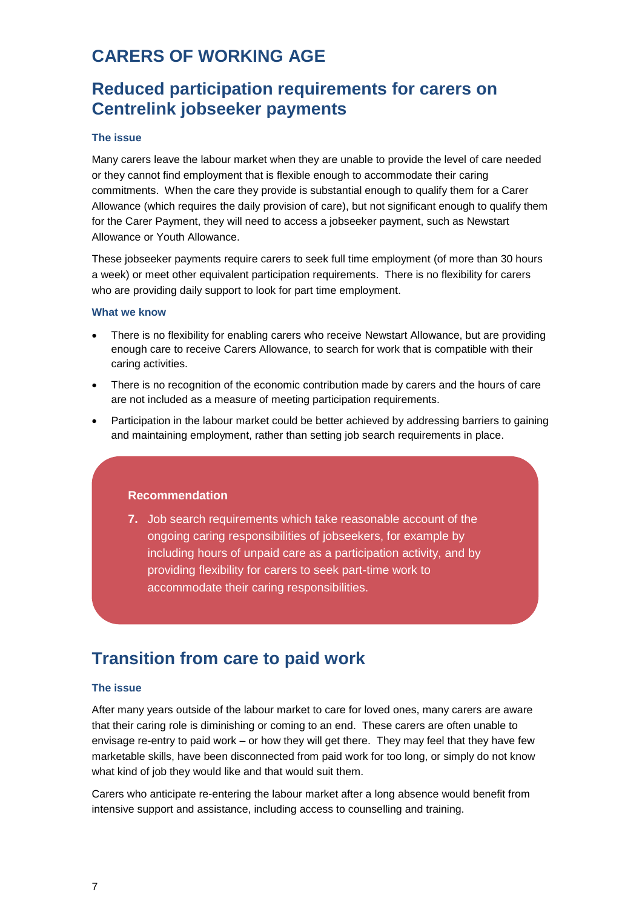# CARERS OF WORKING AGE

## Reduced participation requirements for carers on Centrelink jobseeker payments

### The issue

Many carers leave the labour market when they are unable to provide the level of care needed or they cannot find employment that is flexible enough to accommodate their caring commitments. When the care they provide is substantial enough to qualify them for a Carer Allowance (which requires the daily provision of care), but not significant enough to qualify them for the Carer Payment, they will need to access a jobseeker payment, such as Newstart Allowance or Youth Allowance.

These jobseeker payments require carers to seek full time employment (of more than 30 hours a week) or meet other equivalent participation requirements. There is no flexibility for carers who are providing daily support to look for part time employment.

### What we know

- There is no flexibility for enabling carers who receive Newstart Allowance, but are providing enough care to receive Carers Allowance, to search for work that is compatible with their caring activities.
- There is no recognition of the economic contribution made by carers and the hours of care are not included as a measure of meeting participation requirements.
- Participation in the labour market could be better achieved by addressing barriers to gaining and maintaining employment, rather than setting job search requirements in place.

**Recommendation**

7. Job search requirements which take reasonable account of the ongoing caring responsibilities of jobseekers, for example by including hours of unpaid care as a participation activity, and by providing flexibility for carers to seek part-time work to accommodate their caring responsibilities.

## Transition from care to paid work

### The issue

After many years outside of the labour market to care for loved ones, many carers are aware that their caring role is diminishing or coming to an end. These carers are often unable to envisage re-entry to paid work – or how they will get there. They may feel that they have few marketable skills, have been disconnected from paid work for too long, or simply do not know what kind of job they would like and that would suit them.

Carers who anticipate re-entering the labour market after a long absence would benefit from intensive support and assistance, including access to counselling and training.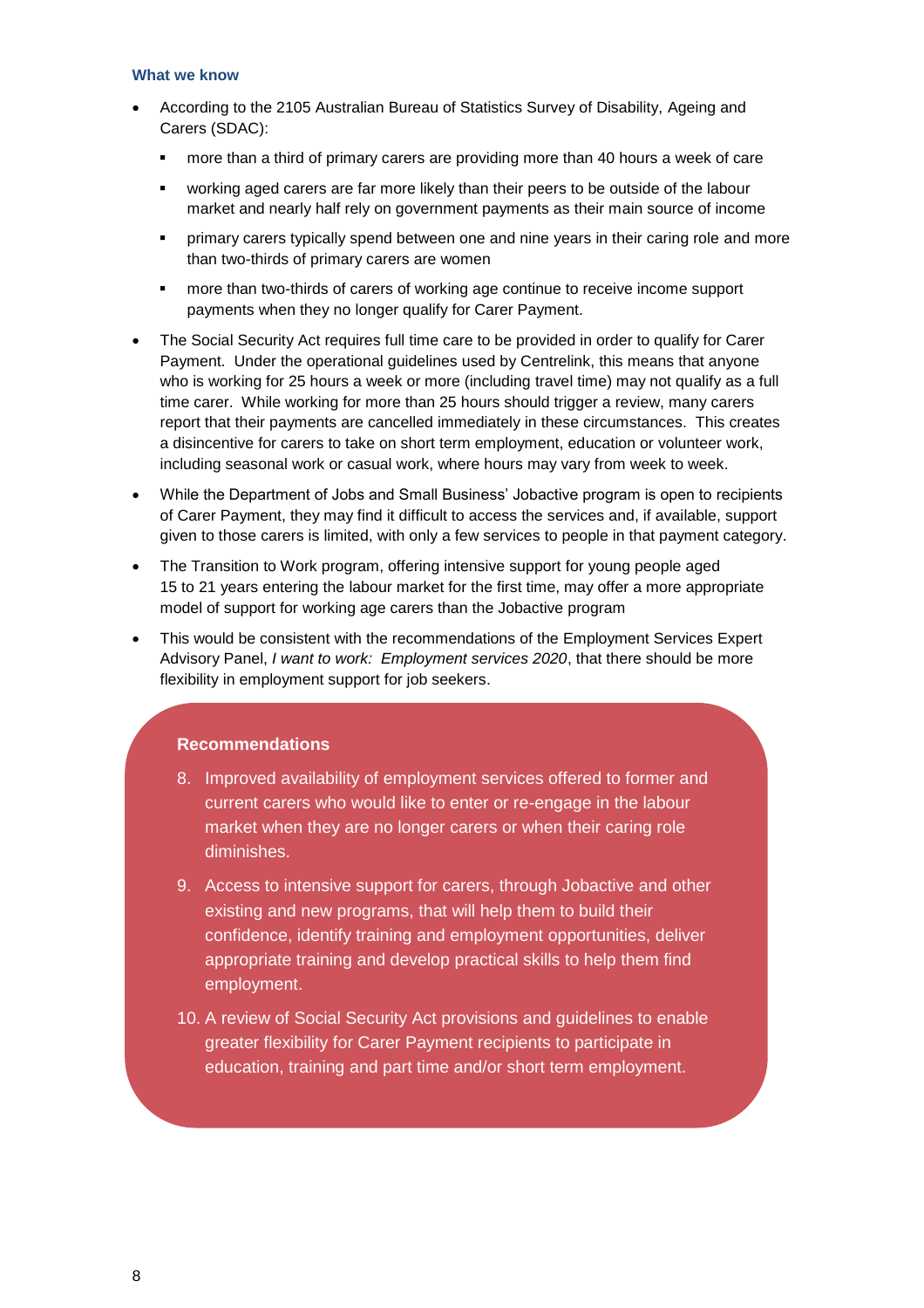### What we know

- According to the 2105 Australian Bureau of Statistics Survey of Disability, Ageing and Carers (SDAC):
  - more than a third of primary carers are providing more than 40 hours a week of care
  - working aged carers are far more likely than their peers to be outside of the labour market and nearly half rely on government payments as their main source of income
  - primary carers typically spend between one and nine years in their caring role and more than two-thirds of primary carers are women
  - more than two-thirds of carers of working age continue to receive income support payments when they no longer qualify for Carer Payment.
- The Social Security Act requires full time care to be provided in order to qualify for Carer Payment. Under the operational guidelines used by Centrelink, this means that anyone who is working for 25 hours a week or more (including travel time) may not qualify as a full time carer. While working for more than 25 hours should trigger a review, many carers report that their payments are cancelled immediately in these circumstances. This creates a disincentive for carers to take on short term employment, education or volunteer work, including seasonal work or casual work, where hours may vary from week to week.
- While the Department of Jobs and Small Business' Jobactive program is open to recipients of Carer Payment, they may find it difficult to access the services and, if available, support given to those carers is limited, with only a few services to people in that payment category.
- The Transition to Work program, offering intensive support for young people aged 15 to 21 years entering the labour market for the first time, may offer a more appropriate model of support for working age carers than the Jobactive program
- This would be consistent with the recommendations of the Employment Services Expert Advisory Panel, *I want to work: Employment services 2020*, that there should be more flexibility in employment support for job seekers.

### Recommendations

8. Improved availability of employment services offered to former and current carers who would like to enter or re-engage in the labour market when they are no longer carers or when their caring role diminishes.
9. Access to intensive support for carers, through Jobactive and other existing and new programs, that will help them to build their confidence, identify training and employment opportunities, deliver appropriate training and develop practical skills to help them find employment.
10. A review of Social Security Act provisions and guidelines to enable greater flexibility for Carer Payment recipients to participate in education, training and part time and/or short term employment.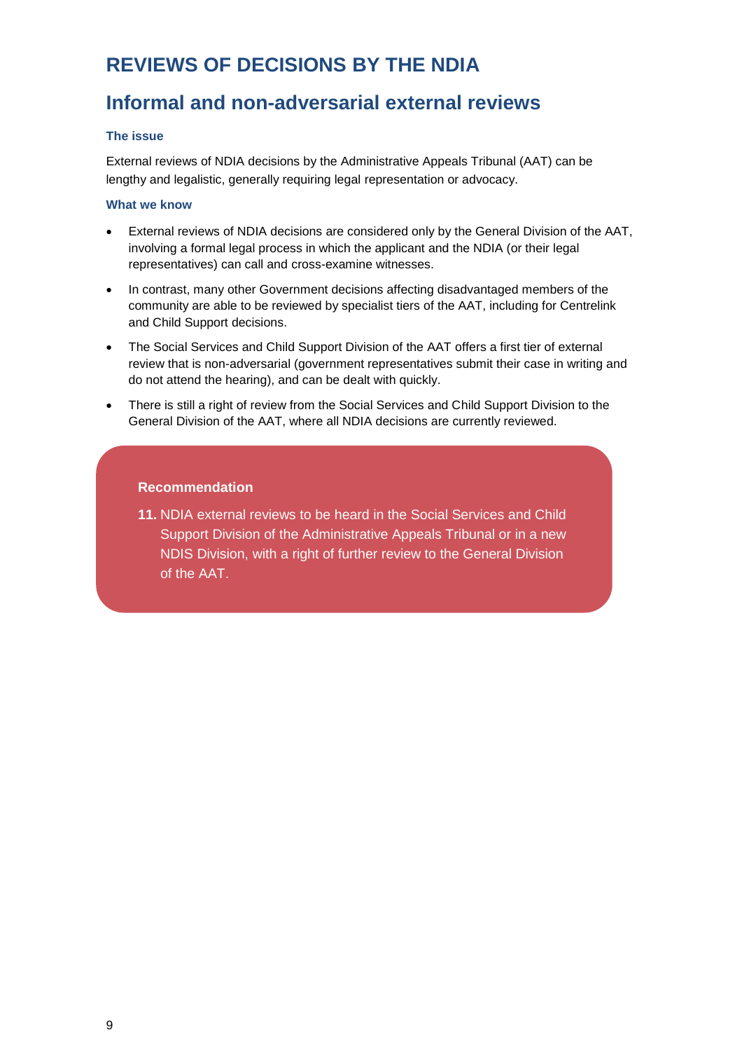# REVIEWS OF DECISIONS BY THE NDIA

## Informal and non-adversarial external reviews

### The issue

External reviews of NDIA decisions by the Administrative Appeals Tribunal (AAT) can be lengthy and legalistic, generally requiring legal representation or advocacy.

### What we know

- External reviews of NDIA decisions are considered only by the General Division of the AAT, involving a formal legal process in which the applicant and the NDIA (or their legal representatives) can call and cross-examine witnesses.
- In contrast, many other Government decisions affecting disadvantaged members of the community are able to be reviewed by specialist tiers of the AAT, including for Centrelink and Child Support decisions.
- The Social Services and Child Support Division of the AAT offers a first tier of external review that is non-adversarial (government representatives submit their case in writing and do not attend the hearing), and can be dealt with quickly.
- There is still a right of review from the Social Services and Child Support Division to the General Division of the AAT, where all NDIA decisions are currently reviewed.

**Recommendation**

**11.** NDIA external reviews to be heard in the Social Services and Child Support Division of the Administrative Appeals Tribunal or in a new NDIS Division, with a right of further review to the General Division of the AAT.